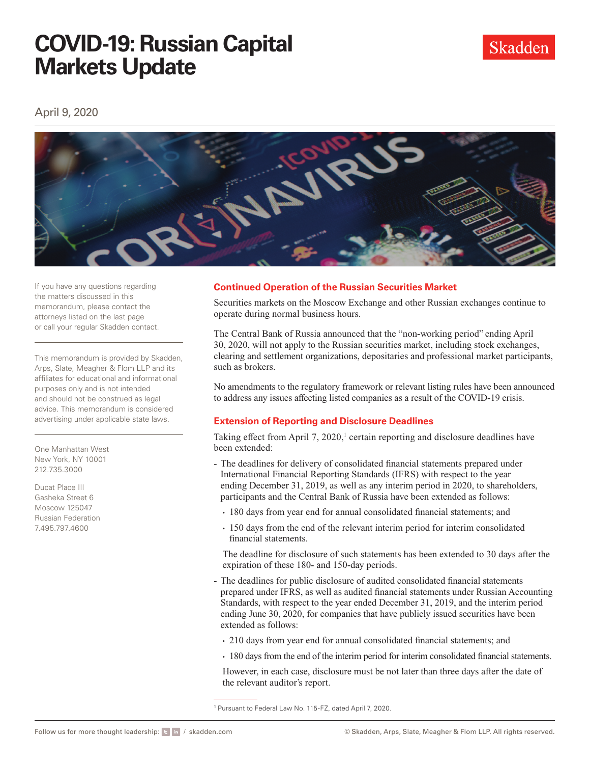# COVID-19: Russian Capital Markets Update

April 9, 2020

If you have any questions regarding the matters discussed in this memorandum, please contact the attorneys listed on the last page or call your regular Skadden contact.

This memorandum is provided by Skadden, Arps, Slate, Meagher & Flom LLP and its affiliates for educational and informational purposes only and is not intended and should not be construed as legal advice. This memorandum is considered advertising under applicable state laws.

One Manhattan West
New York, NY 10001
212.735.3000

Ducat Place III
Gasheka Street 6
Moscow 125047
Russian Federation
7.495.797.4600

## Continued Operation of the Russian Securities Market

Securities markets on the Moscow Exchange and other Russian exchanges continue to operate during normal business hours.

The Central Bank of Russia announced that the "non-working period" ending April 30, 2020, will not apply to the Russian securities market, including stock exchanges, clearing and settlement organizations, depositaries and professional market participants, such as brokers.

No amendments to the regulatory framework or relevant listing rules have been announced to address any issues affecting listed companies as a result of the COVID-19 crisis.

## Extension of Reporting and Disclosure Deadlines

Taking effect from April 7, 2020,[1] certain reporting and disclosure deadlines have been extended:

- The deadlines for delivery of consolidated financial statements prepared under International Financial Reporting Standards (IFRS) with respect to the year ending December 31, 2019, as well as any interim period in 2020, to shareholders, participants and the Central Bank of Russia have been extended as follows:
  - 180 days from year end for annual consolidated financial statements; and
  - 150 days from the end of the relevant interim period for interim consolidated financial statements.

  The deadline for disclosure of such statements has been extended to 30 days after the expiration of these 180- and 150-day periods.

- The deadlines for public disclosure of audited consolidated financial statements prepared under IFRS, as well as audited financial statements under Russian Accounting Standards, with respect to the year ended December 31, 2019, and the interim period ending June 30, 2020, for companies that have publicly issued securities have been extended as follows:
  - 210 days from year end for annual consolidated financial statements; and
  - 180 days from the end of the interim period for interim consolidated financial statements.

  However, in each case, disclosure must be not later than three days after the date of the relevant auditor's report.

[1] Pursuant to Federal Law No. 115-FZ, dated April 7, 2020.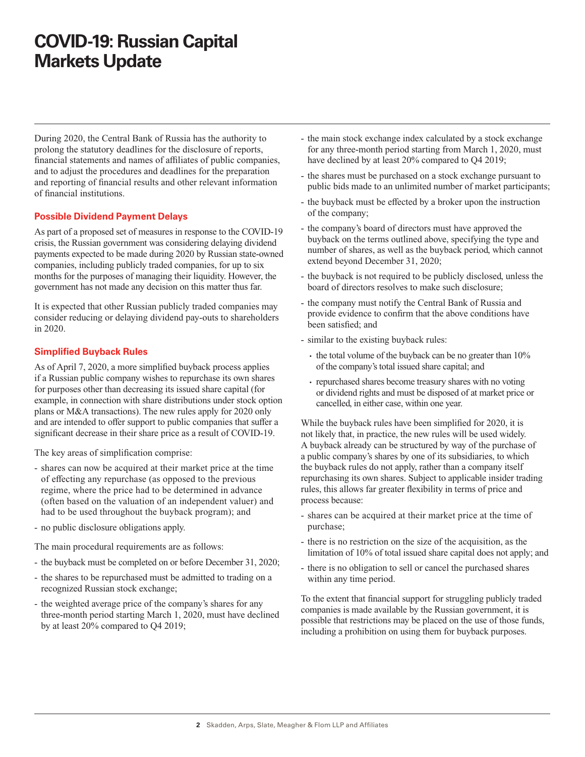# COVID-19: Russian Capital Markets Update

During 2020, the Central Bank of Russia has the authority to prolong the statutory deadlines for the disclosure of reports, financial statements and names of affiliates of public companies, and to adjust the procedures and deadlines for the preparation and reporting of financial results and other relevant information of financial institutions.

## Possible Dividend Payment Delays

As part of a proposed set of measures in response to the COVID-19 crisis, the Russian government was considering delaying dividend payments expected to be made during 2020 by Russian state-owned companies, including publicly traded companies, for up to six months for the purposes of managing their liquidity. However, the government has not made any decision on this matter thus far.

It is expected that other Russian publicly traded companies may consider reducing or delaying dividend pay-outs to shareholders in 2020.

## Simplified Buyback Rules

As of April 7, 2020, a more simplified buyback process applies if a Russian public company wishes to repurchase its own shares for purposes other than decreasing its issued share capital (for example, in connection with share distributions under stock option plans or M&A transactions). The new rules apply for 2020 only and are intended to offer support to public companies that suffer a significant decrease in their share price as a result of COVID-19.

The key areas of simplification comprise:

- shares can now be acquired at their market price at the time of effecting any repurchase (as opposed to the previous regime, where the price had to be determined in advance (often based on the valuation of an independent valuer) and had to be used throughout the buyback program); and
- no public disclosure obligations apply.

The main procedural requirements are as follows:

- the buyback must be completed on or before December 31, 2020;
- the shares to be repurchased must be admitted to trading on a recognized Russian stock exchange;
- the weighted average price of the company's shares for any three-month period starting March 1, 2020, must have declined by at least 20% compared to Q4 2019;
- the main stock exchange index calculated by a stock exchange for any three-month period starting from March 1, 2020, must have declined by at least 20% compared to Q4 2019;
- the shares must be purchased on a stock exchange pursuant to public bids made to an unlimited number of market participants;
- the buyback must be effected by a broker upon the instruction of the company;
- the company's board of directors must have approved the buyback on the terms outlined above, specifying the type and number of shares, as well as the buyback period, which cannot extend beyond December 31, 2020;
- the buyback is not required to be publicly disclosed, unless the board of directors resolves to make such disclosure;
- the company must notify the Central Bank of Russia and provide evidence to confirm that the above conditions have been satisfied; and
- similar to the existing buyback rules:
  - the total volume of the buyback can be no greater than 10% of the company's total issued share capital; and
  - repurchased shares become treasury shares with no voting or dividend rights and must be disposed of at market price or cancelled, in either case, within one year.

While the buyback rules have been simplified for 2020, it is not likely that, in practice, the new rules will be used widely. A buyback already can be structured by way of the purchase of a public company's shares by one of its subsidiaries, to which the buyback rules do not apply, rather than a company itself repurchasing its own shares. Subject to applicable insider trading rules, this allows far greater flexibility in terms of price and process because:

- shares can be acquired at their market price at the time of purchase;
- there is no restriction on the size of the acquisition, as the limitation of 10% of total issued share capital does not apply; and
- there is no obligation to sell or cancel the purchased shares within any time period.

To the extent that financial support for struggling publicly traded companies is made available by the Russian government, it is possible that restrictions may be placed on the use of those funds, including a prohibition on using them for buyback purposes.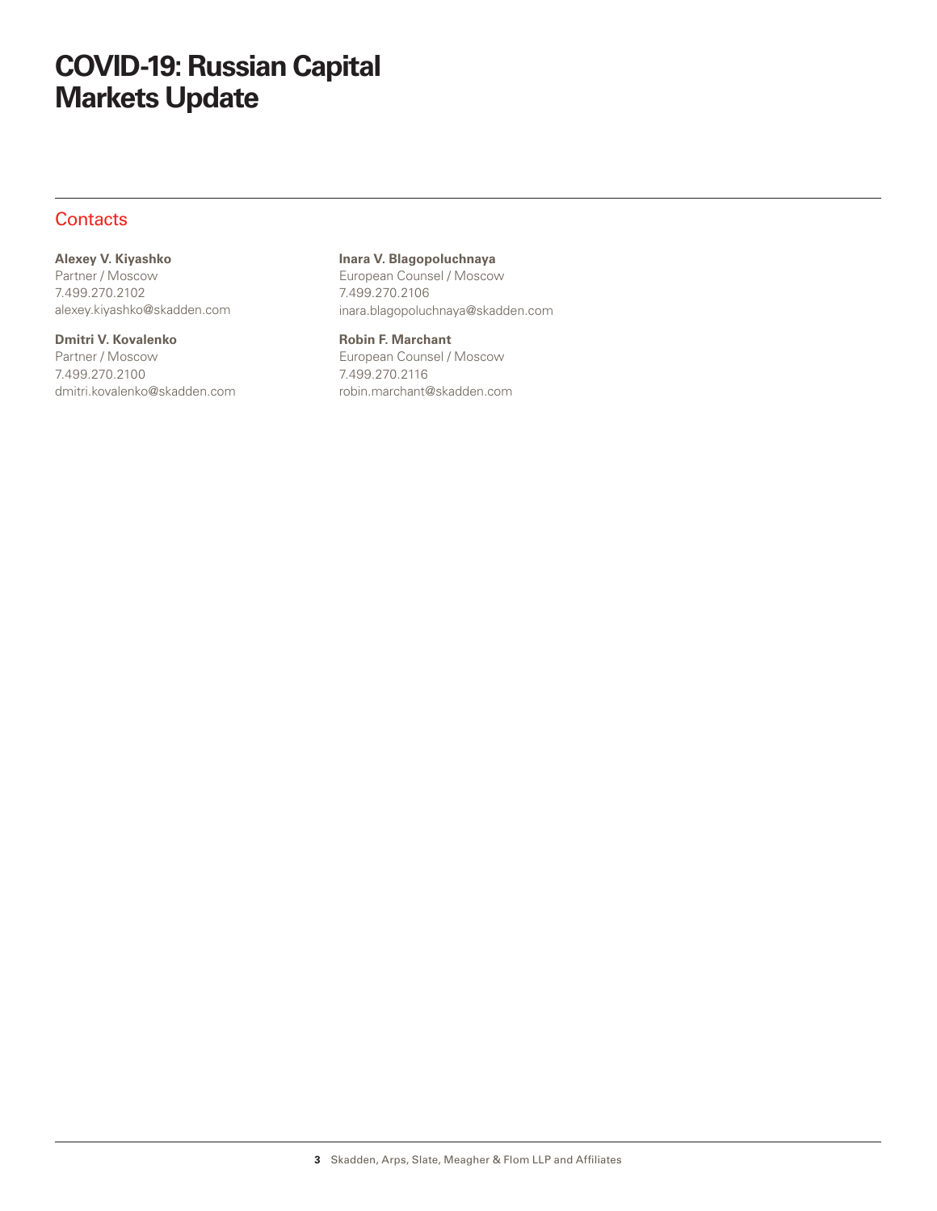# COVID-19: Russian Capital Markets Update

## Contacts

**Alexey V. Kiyashko**
Partner / Moscow
7.499.270.2102
alexey.kiyashko@skadden.com

**Dmitri V. Kovalenko**
Partner / Moscow
7.499.270.2100
dmitri.kovalenko@skadden.com

**Inara V. Blagopoluchnaya**
European Counsel / Moscow
7.499.270.2106
inara.blagopoluchnaya@skadden.com

**Robin F. Marchant**
European Counsel / Moscow
7.499.270.2116
robin.marchant@skadden.com